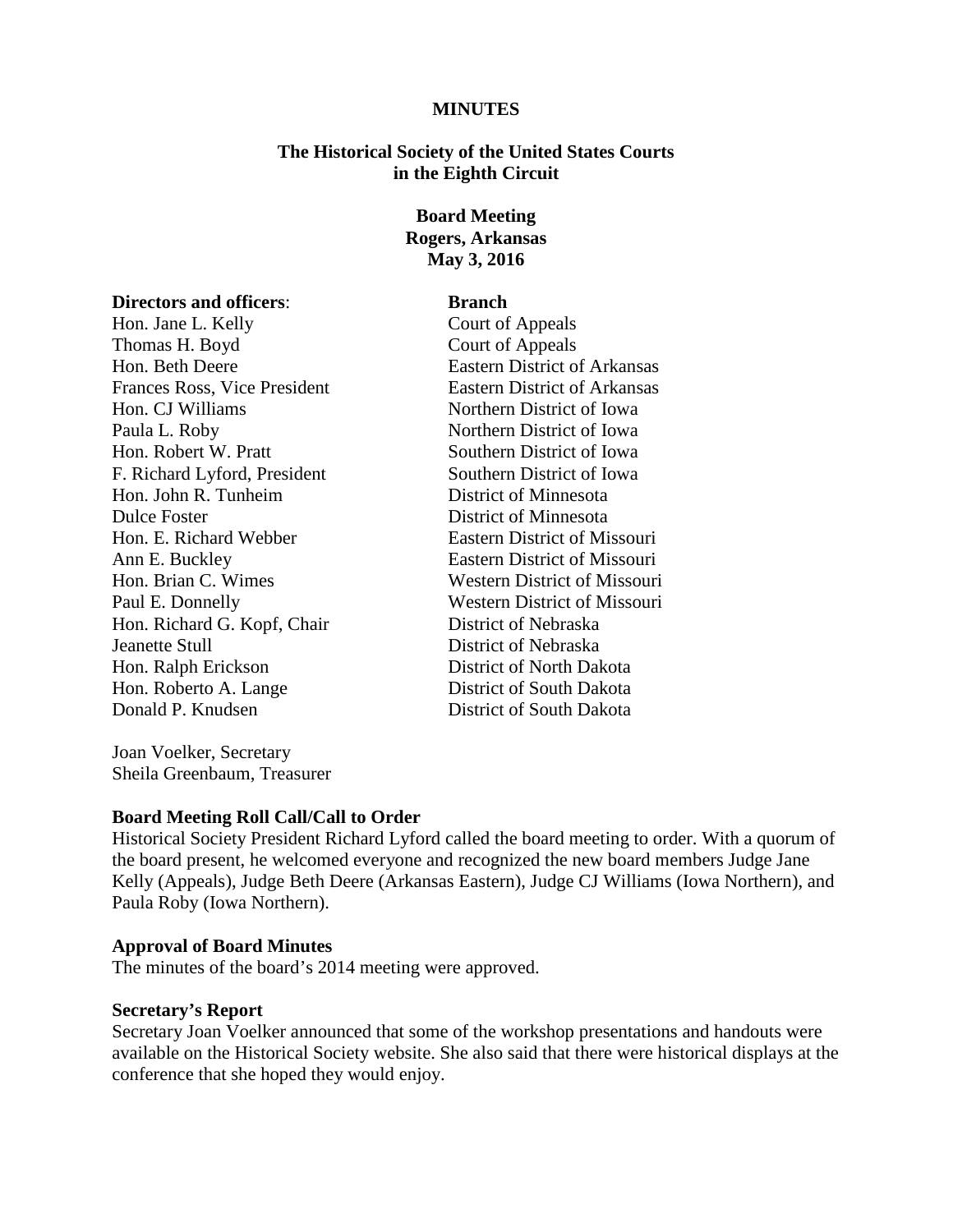**MINUTES**

**The Historical Society of the United States Courts in the Eighth Circuit**

**Board Meeting**
**Rogers, Arkansas**
**May 3, 2016**

| **Directors and officers**: | **Branch** |
|---|---|
| Hon. Jane L. Kelly | Court of Appeals |
| Thomas H. Boyd | Court of Appeals |
| Hon. Beth Deere | Eastern District of Arkansas |
| Frances Ross, Vice President | Eastern District of Arkansas |
| Hon. CJ Williams | Northern District of Iowa |
| Paula L. Roby | Northern District of Iowa |
| Hon. Robert W. Pratt | Southern District of Iowa |
| F. Richard Lyford, President | Southern District of Iowa |
| Hon. John R. Tunheim | District of Minnesota |
| Dulce Foster | District of Minnesota |
| Hon. E. Richard Webber | Eastern District of Missouri |
| Ann E. Buckley | Eastern District of Missouri |
| Hon. Brian C. Wimes | Western District of Missouri |
| Paul E. Donnelly | Western District of Missouri |
| Hon. Richard G. Kopf, Chair | District of Nebraska |
| Jeanette Stull | District of Nebraska |
| Hon. Ralph Erickson | District of North Dakota |
| Hon. Roberto A. Lange | District of South Dakota |
| Donald P. Knudsen | District of South Dakota |

Joan Voelker, Secretary
Sheila Greenbaum, Treasurer

**Board Meeting Roll Call/Call to Order**
Historical Society President Richard Lyford called the board meeting to order. With a quorum of the board present, he welcomed everyone and recognized the new board members Judge Jane Kelly (Appeals), Judge Beth Deere (Arkansas Eastern), Judge CJ Williams (Iowa Northern), and Paula Roby (Iowa Northern).

**Approval of Board Minutes**
The minutes of the board's 2014 meeting were approved.

**Secretary's Report**
Secretary Joan Voelker announced that some of the workshop presentations and handouts were available on the Historical Society website. She also said that there were historical displays at the conference that she hoped they would enjoy.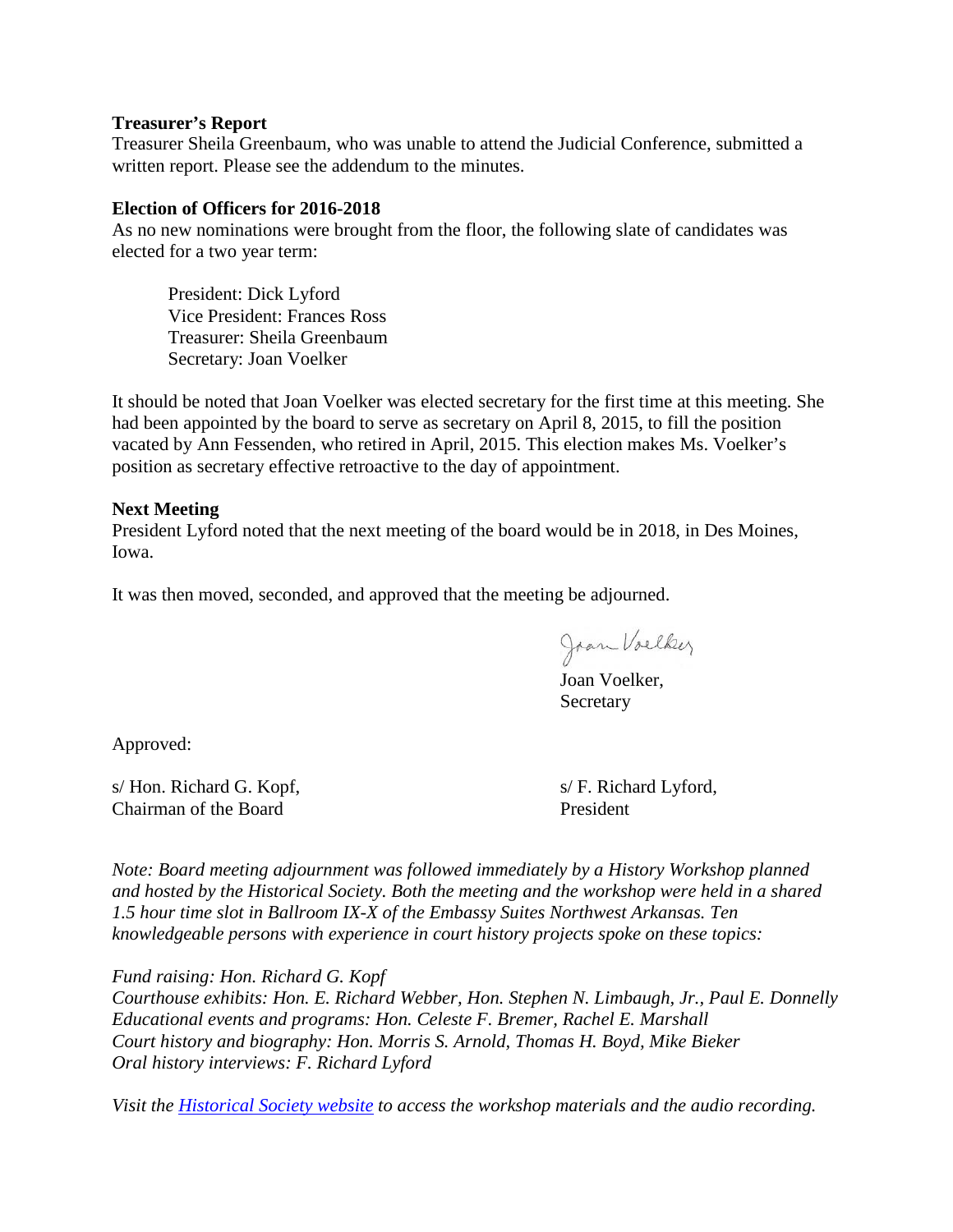**Treasurer's Report**
Treasurer Sheila Greenbaum, who was unable to attend the Judicial Conference, submitted a written report. Please see the addendum to the minutes.

**Election of Officers for 2016-2018**
As no new nominations were brought from the floor, the following slate of candidates was elected for a two year term:

President: Dick Lyford
Vice President: Frances Ross
Treasurer: Sheila Greenbaum
Secretary: Joan Voelker

It should be noted that Joan Voelker was elected secretary for the first time at this meeting. She had been appointed by the board to serve as secretary on April 8, 2015, to fill the position vacated by Ann Fessenden, who retired in April, 2015. This election makes Ms. Voelker's position as secretary effective retroactive to the day of appointment.

**Next Meeting**
President Lyford noted that the next meeting of the board would be in 2018, in Des Moines, Iowa.

It was then moved, seconded, and approved that the meeting be adjourned.

Joan Voelker

Joan Voelker,
Secretary

Approved:

s/ Hon. Richard G. Kopf,
Chairman of the Board

s/ F. Richard Lyford,
President

*Note: Board meeting adjournment was followed immediately by a History Workshop planned and hosted by the Historical Society. Both the meeting and the workshop were held in a shared 1.5 hour time slot in Ballroom IX-X of the Embassy Suites Northwest Arkansas. Ten knowledgeable persons with experience in court history projects spoke on these topics:*

*Fund raising: Hon. Richard G. Kopf*
*Courthouse exhibits: Hon. E. Richard Webber, Hon. Stephen N. Limbaugh, Jr., Paul E. Donnelly*
*Educational events and programs: Hon. Celeste F. Bremer, Rachel E. Marshall*
*Court history and biography: Hon. Morris S. Arnold, Thomas H. Boyd, Mike Bieker*
*Oral history interviews: F. Richard Lyford*

*Visit the [Historical Society website] to access the workshop materials and the audio recording.*